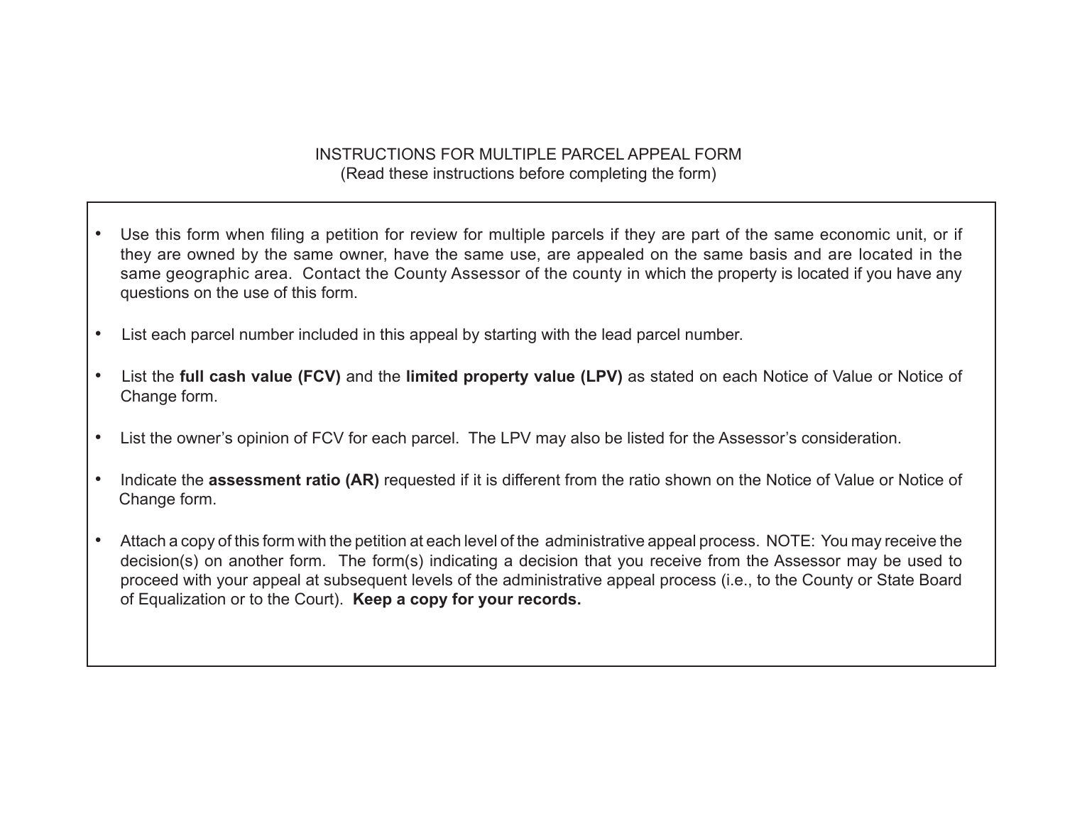# INSTRUCTIONS FOR MULTIPLE PARCEL APPEAL FORM

(Read these instructions before completing the form)

- Use this form when filing a petition for review for multiple parcels if they are part of the same economic unit, or if they are owned by the same owner, have the same use, are appealed on the same basis and are located in the same geographic area. Contact the County Assessor of the county in which the property is located if you have any questions on the use of this form.

- List each parcel number included in this appeal by starting with the lead parcel number.

- List the **full cash value (FCV)** and the **limited property value (LPV)** as stated on each Notice of Value or Notice of Change form.

- List the owner's opinion of FCV for each parcel. The LPV may also be listed for the Assessor's consideration.

- Indicate the **assessment ratio (AR)** requested if it is different from the ratio shown on the Notice of Value or Notice of Change form.

- Attach a copy of this form with the petition at each level of the administrative appeal process. NOTE: You may receive the decision(s) on another form. The form(s) indicating a decision that you receive from the Assessor may be used to proceed with your appeal at subsequent levels of the administrative appeal process (i.e., to the County or State Board of Equalization or to the Court). **Keep a copy for your records.**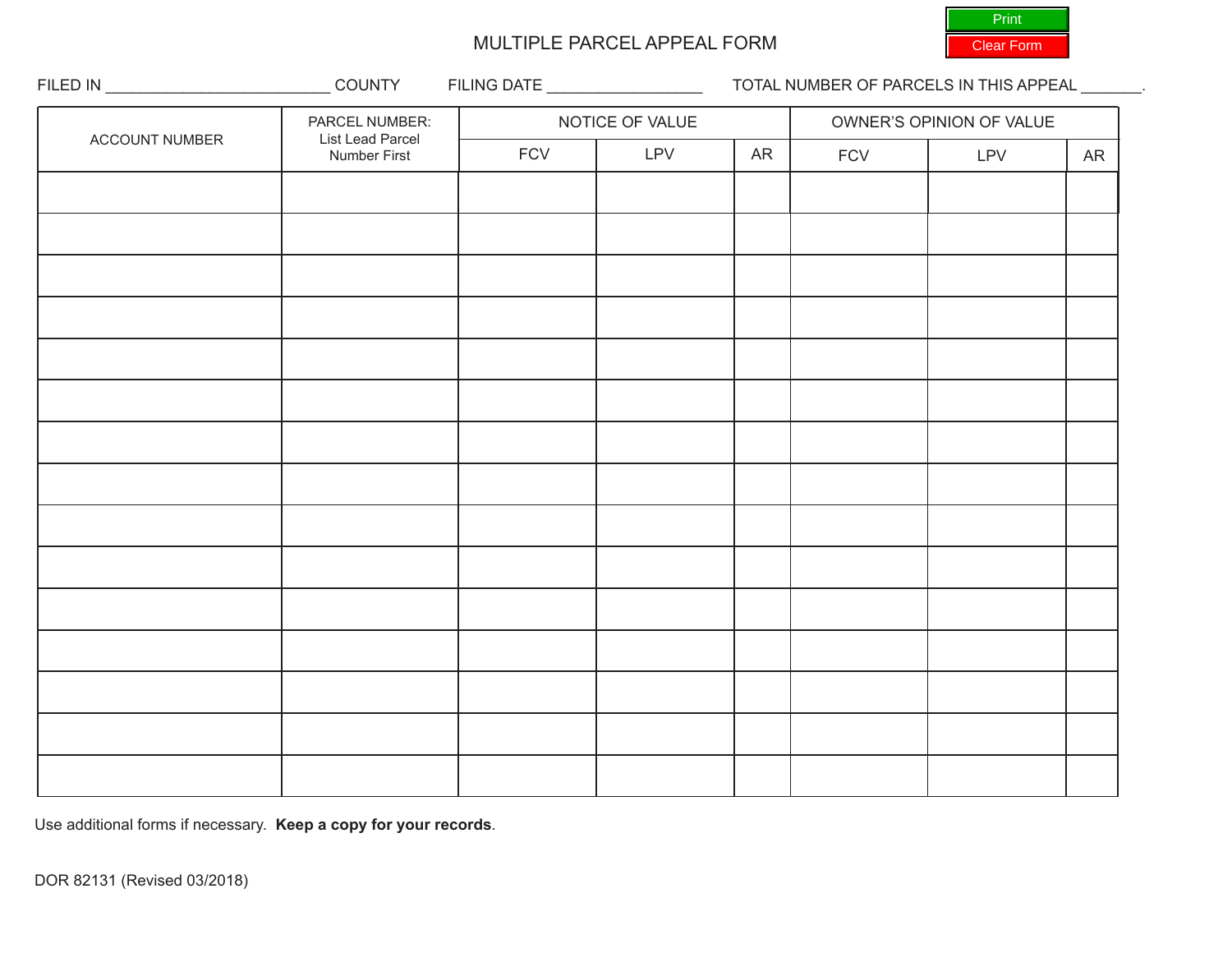# MULTIPLE PARCEL APPEAL FORM

FILED IN _________________________ COUNTY FILING DATE _________________ TOTAL NUMBER OF PARCELS IN THIS APPEAL _______.

| ACCOUNT NUMBER | PARCEL NUMBER: List Lead Parcel Number First | NOTICE OF VALUE | | | OWNER'S OPINION OF VALUE | | |
|---|---|---|---|---|---|---|---|
| | | FCV | LPV | AR | FCV | LPV | AR |
| | | | | | | | |
| | | | | | | | |
| | | | | | | | |
| | | | | | | | |
| | | | | | | | |
| | | | | | | | |
| | | | | | | | |
| | | | | | | | |
| | | | | | | | |
| | | | | | | | |
| | | | | | | | |
| | | | | | | | |
| | | | | | | | |
| | | | | | | | |
| | | | | | | | |

Use additional forms if necessary. **Keep a copy for your records**.

DOR 82131 (Revised 03/2018)